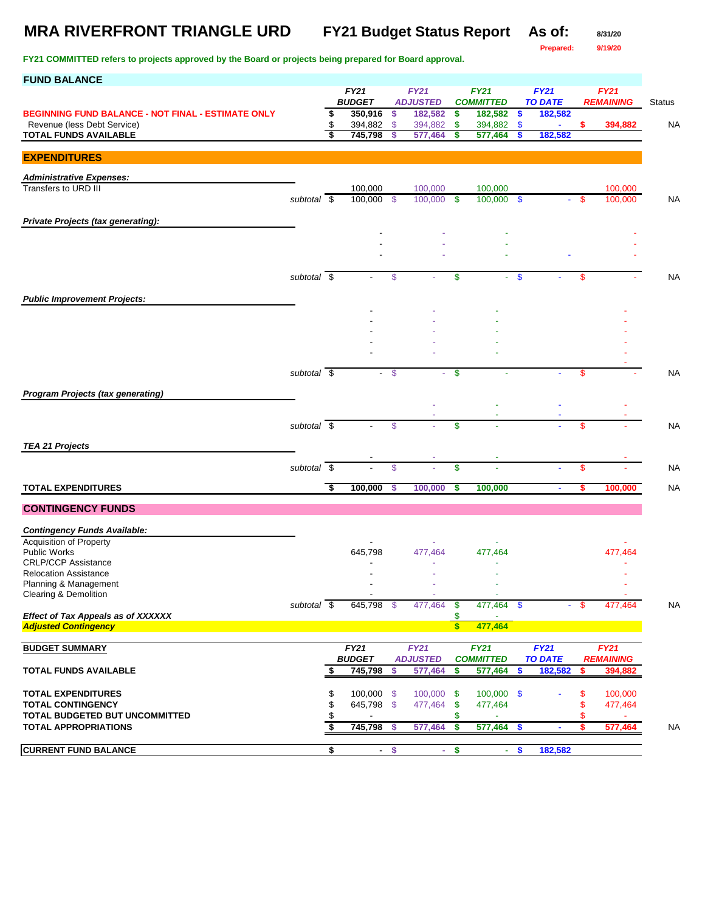# MRA RIVERFRONT TRIANGLE URD — FY21 Budget Status Report

**As of:** 8/31/20
**Prepared:** 9/19/20

**FY21 COMMITTED refers to projects approved by the Board or projects being prepared for Board approval.**

## FUND BALANCE

| | FY21 BUDGET | FY21 ADJUSTED | FY21 COMMITTED | FY21 TO DATE | FY21 REMAINING | Status |
|---|---|---|---|---|---|---|
| **BEGINNING FUND BALANCE - NOT FINAL - ESTIMATE ONLY** | $ 350,916 | $ 182,582 | $ 182,582 | $ 182,582 | | |
| Revenue (less Debt Service) | $ 394,882 | $ 394,882 | $ 394,882 | $ - | $ 394,882 | NA |
| **TOTAL FUNDS AVAILABLE** | $ 745,798 | $ 577,464 | $ 577,464 | $ 182,582 | | |

## EXPENDITURES

| | FY21 BUDGET | FY21 ADJUSTED | FY21 COMMITTED | FY21 TO DATE | FY21 REMAINING | Status |
|---|---|---|---|---|---|---|
| ***Administrative Expenses:*** | | | | | | |
| Transfers to URD III | 100,000 | 100,000 | 100,000 | | 100,000 | |
| *subtotal* | $ 100,000 | $ 100,000 | $ 100,000 | $ - | $ 100,000 | NA |
| ***Private Projects (tax generating):*** | | | | | | |
| | - | - | - | | - | |
| | - | - | - | | - | |
| | - | - | - | - | - | |
| *subtotal* | $ - | $ - | $ - | $ - | $ - | NA |
| ***Public Improvement Projects:*** | | | | | | |
| | - | - | - | | - | |
| | - | - | - | | - | |
| | - | - | - | | - | |
| | - | - | - | | - | |
| | - | - | - | | - | |
| | | | | | - | |
| *subtotal* | $ - | $ - | $ - | - | $ - | NA |
| ***Program Projects (tax generating)*** | | | | | | |
| | | - | - | - | - | |
| | | - | - | - | - | |
| *subtotal* | $ - | $ - | $ - | - | $ - | NA |
| ***TEA 21 Projects*** | | | | | | |
| | - | - | - | | - | |
| *subtotal* | $ - | $ - | $ - | - | $ - | NA |
| **TOTAL EXPENDITURES** | $ 100,000 | $ 100,000 | $ 100,000 | - | $ 100,000 | NA |

## CONTINGENCY FUNDS

| | FY21 BUDGET | FY21 ADJUSTED | FY21 COMMITTED | FY21 TO DATE | FY21 REMAINING | Status |
|---|---|---|---|---|---|---|
| ***Contingency Funds Available:*** | | | | | | |
| Acquisition of Property | - | - | - | | - | |
| Public Works | 645,798 | 477,464 | 477,464 | | 477,464 | |
| CRLP/CCP Assistance | - | - | - | | - | |
| Relocation Assistance | - | - | - | | - | |
| Planning & Management | - | - | - | | - | |
| Clearing & Demolition | - | - | - | | - | |
| *subtotal* | $ 645,798 | $ 477,464 | $ 477,464 | $ - | $ 477,464 | NA |
| ***Effect of Tax Appeals as of XXXXXX*** | | | $ - | | | |
| ***Adjusted Contingency*** | | | $ 477,464 | | | |

## BUDGET SUMMARY

| | FY21 BUDGET | FY21 ADJUSTED | FY21 COMMITTED | FY21 TO DATE | FY21 REMAINING | Status |
|---|---|---|---|---|---|---|
| **TOTAL FUNDS AVAILABLE** | $ 745,798 | $ 577,464 | $ 577,464 | $ 182,582 | $ 394,882 | |
| **TOTAL EXPENDITURES** | $ 100,000 | $ 100,000 | $ 100,000 | $ - | $ 100,000 | |
| **TOTAL CONTINGENCY** | $ 645,798 | $ 477,464 | $ 477,464 | | $ 477,464 | |
| **TOTAL BUDGETED BUT UNCOMMITTED** | $ - | | $ - | | $ - | |
| **TOTAL APPROPRIATIONS** | $ 745,798 | $ 577,464 | $ 577,464 | $ - | $ 577,464 | NA |
| **CURRENT FUND BALANCE** | $ - | $ - | $ - | $ 182,582 | | |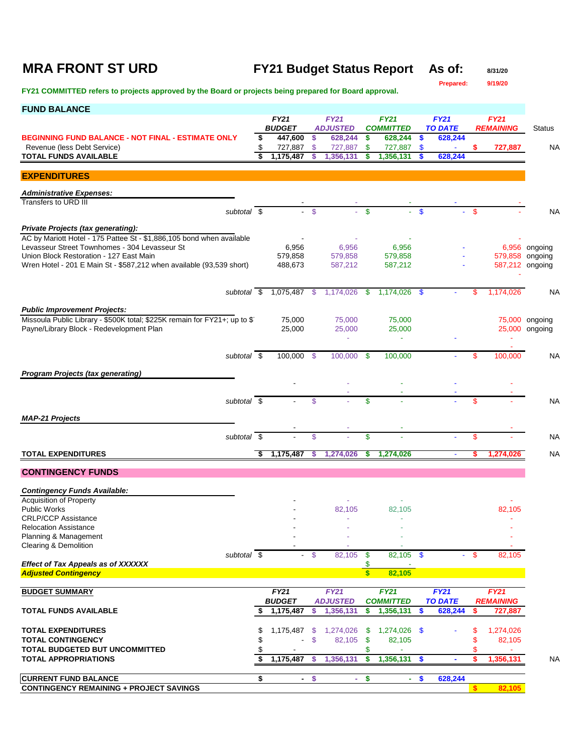# MRA FRONT ST URD

## FY21 Budget Status Report As of: 8/31/20

Prepared: 9/19/20

**FY21 COMMITTED refers to projects approved by the Board or projects being prepared for Board approval.**

## FUND BALANCE

| | FY21 BUDGET | FY21 ADJUSTED | FY21 COMMITTED | FY21 TO DATE | FY21 REMAINING | Status |
|---|---|---|---|---|---|---|
| **BEGINNING FUND BALANCE - NOT FINAL - ESTIMATE ONLY** | $ 447,600 | $ 628,244 | $ 628,244 | $ 628,244 | | |
| Revenue (less Debt Service) | $ 727,887 | $ 727,887 | $ 727,887 | $ - | $ 727,887 | NA |
| **TOTAL FUNDS AVAILABLE** | $ 1,175,487 | $ 1,356,131 | $ 1,356,131 | $ 628,244 | | |

## EXPENDITURES

| | FY21 BUDGET | FY21 ADJUSTED | FY21 COMMITTED | FY21 TO DATE | FY21 REMAINING | Status |
|---|---|---|---|---|---|---|
| ***Administrative Expenses:*** | | | | | | |
| Transfers to URD III | - | - | - | - | - | |
| *subtotal* | $ - | $ - | $ - | $ - | $ - | NA |
| ***Private Projects (tax generating):*** | | | | | | |
| AC by Mariott Hotel - 175 Pattee St - $1,886,105 bond when available | - | - | - | | - | |
| Levasseur Street Townhomes - 304 Levasseur St | 6,956 | 6,956 | 6,956 | - | 6,956 | ongoing |
| Union Block Restoration - 127 East Main | 579,858 | 579,858 | 579,858 | - | 579,858 | ongoing |
| Wren Hotel - 201 E Main St - $587,212 when available (93,539 short) | 488,673 | 587,212 | 587,212 | - | 587,212 | ongoing |
| | | | | | - | |
| *subtotal* | $ 1,075,487 | $ 1,174,026 | $ 1,174,026 | $ - | $ 1,174,026 | NA |
| ***Public Improvement Projects:*** | | | | | | |
| Missoula Public Library - $500K total; $225K remain for FY21+; up to $ | 75,000 | 75,000 | 75,000 | | 75,000 | ongoing |
| Payne/Library Block - Redevelopment Plan | 25,000 | 25,000 | 25,000 | | 25,000 | ongoing |
| | | - | - | - | - | |
| | | | | | - | |
| *subtotal* | $ 100,000 | $ 100,000 | $ 100,000 | - | $ 100,000 | NA |
| ***Program Projects (tax generating)*** | | | | | | |
| | - | - | - | - | - | |
| | | - | - | - | - | |
| *subtotal* | $ - | $ - | $ - | - | $ - | NA |
| ***MAP-21 Projects*** | | | | | | |
| | - | - | - | | - | |
| *subtotal* | $ - | $ - | $ - | - | $ - | NA |
| **TOTAL EXPENDITURES** | $ 1,175,487 | $ 1,274,026 | $ 1,274,026 | - | $ 1,274,026 | NA |

## CONTINGENCY FUNDS

| | FY21 BUDGET | FY21 ADJUSTED | FY21 COMMITTED | FY21 TO DATE | FY21 REMAINING |
|---|---|---|---|---|---|
| ***Contingency Funds Available:*** | | | | | |
| Acquisition of Property | - | - | - | | - |
| Public Works | - | 82,105 | 82,105 | | 82,105 |
| CRLP/CCP Assistance | - | - | - | | - |
| Relocation Assistance | - | - | - | | - |
| Planning & Management | - | - | - | | - |
| Clearing & Demolition | - | - | - | | - |
| *subtotal* | $ - | $ 82,105 | $ 82,105 | $ - | $ 82,105 |
| ***Effect of Tax Appeals as of XXXXXX*** | | | $ - | | |
| ***Adjusted Contingency*** | | | $ 82,105 | | |

## BUDGET SUMMARY

| | FY21 BUDGET | FY21 ADJUSTED | FY21 COMMITTED | FY21 TO DATE | FY21 REMAINING | |
|---|---|---|---|---|---|---|
| **TOTAL FUNDS AVAILABLE** | $ 1,175,487 | $ 1,356,131 | $ 1,356,131 | $ 628,244 | $ 727,887 | |
| **TOTAL EXPENDITURES** | $ 1,175,487 | $ 1,274,026 | $ 1,274,026 | $ - | $ 1,274,026 | |
| **TOTAL CONTINGENCY** | $ - | $ 82,105 | $ 82,105 | | $ 82,105 | |
| **TOTAL BUDGETED BUT UNCOMMITTED** | $ - | | $ - | | $ - | |
| **TOTAL APPROPRIATIONS** | $ 1,175,487 | $ 1,356,131 | $ 1,356,131 | $ - | $ 1,356,131 | NA |
| **CURRENT FUND BALANCE** | $ - | $ - | $ - | $ 628,244 | | |
| **CONTINGENCY REMAINING + PROJECT SAVINGS** | | | | | $ 82,105 | |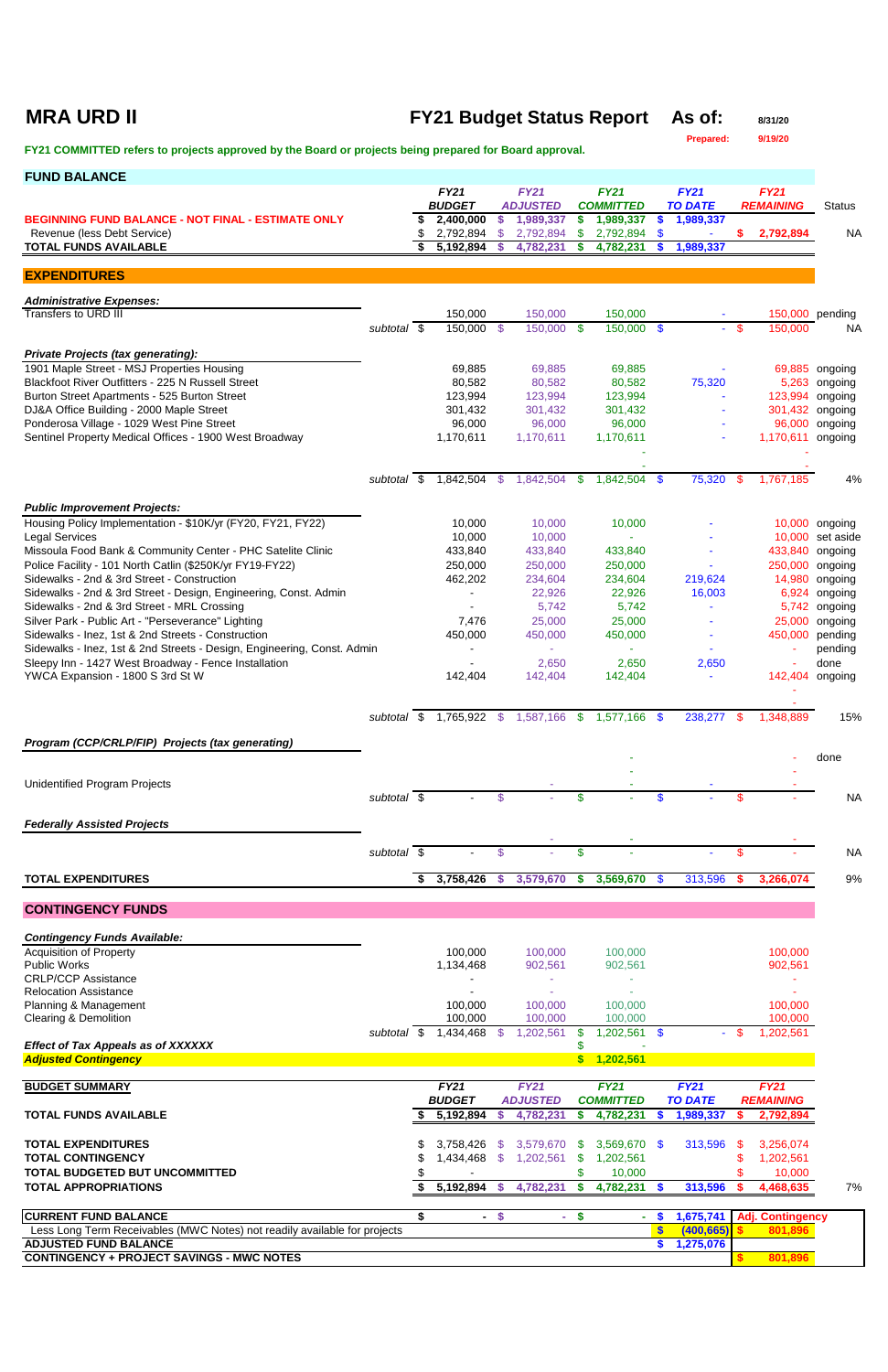# MRA URD II

## FY21 Budget Status Report

**As of:** 8/31/20

**Prepared:** 9/19/20

**FY21 COMMITTED refers to projects approved by the Board or projects being prepared for Board approval.**

## FUND BALANCE

| | FY21 BUDGET | FY21 ADJUSTED | FY21 COMMITTED | FY21 TO DATE | FY21 REMAINING | Status |
|---|---|---|---|---|---|---|
| **BEGINNING FUND BALANCE - NOT FINAL - ESTIMATE ONLY** | $ 2,400,000 | $ 1,989,337 | $ 1,989,337 | $ 1,989,337 | | |
| Revenue (less Debt Service) | $ 2,792,894 | $ 2,792,894 | $ 2,792,894 | $ - | $ 2,792,894 | NA |
| **TOTAL FUNDS AVAILABLE** | $ 5,192,894 | $ 4,782,231 | $ 4,782,231 | $ 1,989,337 | | |

## EXPENDITURES

| | FY21 BUDGET | FY21 ADJUSTED | FY21 COMMITTED | FY21 TO DATE | FY21 REMAINING | Status |
|---|---|---|---|---|---|---|
| ***Administrative Expenses:*** | | | | | | |
| Transfers to URD III | 150,000 | 150,000 | 150,000 | - | 150,000 | pending |
| *subtotal* | $ 150,000 | $ 150,000 | $ 150,000 | $ - | $ 150,000 | NA |
| ***Private Projects (tax generating):*** | | | | | | |
| 1901 Maple Street - MSJ Properties Housing | 69,885 | 69,885 | 69,885 | - | 69,885 | ongoing |
| Blackfoot River Outfitters - 225 N Russell Street | 80,582 | 80,582 | 80,582 | 75,320 | 5,263 | ongoing |
| Burton Street Apartments - 525 Burton Street | 123,994 | 123,994 | 123,994 | - | 123,994 | ongoing |
| DJ&A Office Building - 2000 Maple Street | 301,432 | 301,432 | 301,432 | - | 301,432 | ongoing |
| Ponderosa Village - 1029 West Pine Street | 96,000 | 96,000 | 96,000 | - | 96,000 | ongoing |
| Sentinel Property Medical Offices - 1900 West Broadway | 1,170,611 | 1,170,611 | 1,170,611 | - | 1,170,611 | ongoing |
| | | | - | | - | |
| | | | - | | - | |
| *subtotal* | $ 1,842,504 | $ 1,842,504 | $ 1,842,504 | $ 75,320 | $ 1,767,185 | 4% |
| ***Public Improvement Projects:*** | | | | | | |
| Housing Policy Implementation - $10K/yr (FY20, FY21, FY22) | 10,000 | 10,000 | 10,000 | - | 10,000 | ongoing |
| Legal Services | 10,000 | 10,000 | - | - | 10,000 | set aside |
| Missoula Food Bank & Community Center - PHC Satelite Clinic | 433,840 | 433,840 | 433,840 | - | 433,840 | ongoing |
| Police Facility - 101 North Catlin ($250K/yr FY19-FY22) | 250,000 | 250,000 | 250,000 | - | 250,000 | ongoing |
| Sidewalks - 2nd & 3rd Street - Construction | 462,202 | 234,604 | 234,604 | 219,624 | 14,980 | ongoing |
| Sidewalks - 2nd & 3rd Street - Design, Engineering, Const. Admin | - | 22,926 | 22,926 | 16,003 | 6,924 | ongoing |
| Sidewalks - 2nd & 3rd Street - MRL Crossing | - | 5,742 | 5,742 | - | 5,742 | ongoing |
| Silver Park - Public Art - "Perseverance" Lighting | 7,476 | 25,000 | 25,000 | - | 25,000 | ongoing |
| Sidewalks - Inez, 1st & 2nd Streets - Construction | 450,000 | 450,000 | 450,000 | - | 450,000 | pending |
| Sidewalks - Inez, 1st & 2nd Streets - Design, Engineering, Const. Admin | - | - | - | - | - | pending |
| Sleepy Inn - 1427 West Broadway - Fence Installation | - | 2,650 | 2,650 | 2,650 | - | done |
| YWCA Expansion - 1800 S 3rd St W | 142,404 | 142,404 | 142,404 | - | 142,404 | ongoing |
| | | | | | - | |
| | | | | | - | |
| *subtotal* | $ 1,765,922 | $ 1,587,166 | $ 1,577,166 | $ 238,277 | $ 1,348,889 | 15% |
| ***Program (CCP/CRLP/FIP) Projects (tax generating)*** | | | | | | |
| | | | - | | - | done |
| | | | - | | - | |
| Unidentified Program Projects | | - | - | - | - | |
| *subtotal* | $ - | $ - | $ - | $ - | $ - | NA |
| ***Federally Assisted Projects*** | | | | | | |
| | | - | - | | - | |
| *subtotal* | $ - | $ - | $ - | - | $ - | NA |
| **TOTAL EXPENDITURES** | $ 3,758,426 | $ 3,579,670 | $ 3,569,670 | $ 313,596 | $ 3,266,074 | 9% |

## CONTINGENCY FUNDS

| | FY21 BUDGET | FY21 ADJUSTED | FY21 COMMITTED | FY21 TO DATE | FY21 REMAINING |
|---|---|---|---|---|---|
| ***Contingency Funds Available:*** | | | | | |
| Acquisition of Property | 100,000 | 100,000 | 100,000 | | 100,000 |
| Public Works | 1,134,468 | 902,561 | 902,561 | | 902,561 |
| CRLP/CCP Assistance | - | - | - | | - |
| Relocation Assistance | - | - | - | | - |
| Planning & Management | 100,000 | 100,000 | 100,000 | | 100,000 |
| Clearing & Demolition | 100,000 | 100,000 | 100,000 | | 100,000 |
| *subtotal* | $ 1,434,468 | $ 1,202,561 | $ 1,202,561 | $ - | $ 1,202,561 |
| ***Effect of Tax Appeals as of XXXXXX*** | | | $ - | | |
| ***Adjusted Contingency*** | | | $ 1,202,561 | | |

## BUDGET SUMMARY

| | FY21 BUDGET | FY21 ADJUSTED | FY21 COMMITTED | FY21 TO DATE | FY21 REMAINING | |
|---|---|---|---|---|---|---|
| **TOTAL FUNDS AVAILABLE** | $ 5,192,894 | $ 4,782,231 | $ 4,782,231 | $ 1,989,337 | $ 2,792,894 | |
| **TOTAL EXPENDITURES** | $ 3,758,426 | $ 3,579,670 | $ 3,569,670 | $ 313,596 | $ 3,256,074 | |
| **TOTAL CONTINGENCY** | $ 1,434,468 | $ 1,202,561 | $ 1,202,561 | | $ 1,202,561 | |
| **TOTAL BUDGETED BUT UNCOMMITTED** | $ - | | $ 10,000 | | $ 10,000 | |
| **TOTAL APPROPRIATIONS** | $ 5,192,894 | $ 4,782,231 | $ 4,782,231 | $ 313,596 | $ 4,468,635 | 7% |

| | | | | | |
|---|---|---|---|---|---|
| **CURRENT FUND BALANCE** | $ - | $ - | $ - | $ 1,675,741 | **Adj. Contingency** |
| Less Long Term Receivables (MWC Notes) not readily available for projects | | | | $ (400,665) | $ 801,896 |
| **ADJUSTED FUND BALANCE** | | | | $ 1,275,076 | |
| **CONTINGENCY + PROJECT SAVINGS - MWC NOTES** | | | | | $ 801,896 |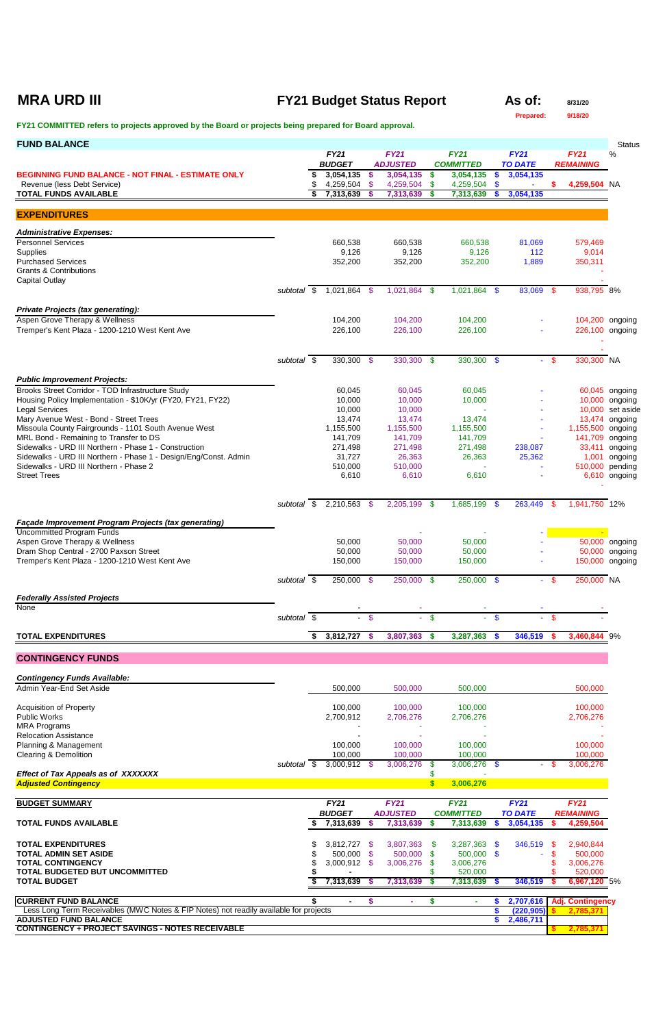# MRA URD III

## FY21 Budget Status Report

**As of:** 8/31/20

Prepared: 9/18/20

FY21 COMMITTED refers to projects approved by the Board or projects being prepared for Board approval.

| FUND BALANCE | | FY21 BUDGET | FY21 ADJUSTED | FY21 COMMITTED | FY21 TO DATE | FY21 REMAINING | Status % |
|---|---|---|---|---|---|---|---|
| BEGINNING FUND BALANCE - NOT FINAL - ESTIMATE ONLY | | $ 3,054,135 | $ 3,054,135 | $ 3,054,135 | $ 3,054,135 | | |
| Revenue (less Debt Service) | | $ 4,259,504 | $ 4,259,504 | $ 4,259,504 | $ - | $ 4,259,504 | NA |
| TOTAL FUNDS AVAILABLE | | $ 7,313,639 | $ 7,313,639 | $ 7,313,639 | $ 3,054,135 | | |
| **EXPENDITURES** | | | | | | | |
| ***Administrative Expenses:*** | | | | | | | |
| Personnel Services | | 660,538 | 660,538 | 660,538 | 81,069 | 579,469 | |
| Supplies | | 9,126 | 9,126 | 9,126 | 112 | 9,014 | |
| Purchased Services | | 352,200 | 352,200 | 352,200 | 1,889 | 350,311 | |
| Grants & Contributions | | | | | | - | |
| Capital Outlay | | | | | | - | |
| | subtotal | $ 1,021,864 | $ 1,021,864 | $ 1,021,864 | $ 83,069 | $ 938,795 | 8% |
| ***Private Projects (tax generating):*** | | | | | | | |
| Aspen Grove Therapy & Wellness | | 104,200 | 104,200 | 104,200 | - | 104,200 | ongoing |
| Tremper's Kent Plaza - 1200-1210 West Kent Ave | | 226,100 | 226,100 | 226,100 | - | 226,100 | ongoing |
| | | | | | | - | |
| | | | | | | - | |
| | subtotal | $ 330,300 | $ 330,300 | $ 330,300 | $ - | $ 330,300 | NA |
| ***Public Improvement Projects:*** | | | | | | | |
| Brooks Street Corridor - TOD Infrastructure Study | | 60,045 | 60,045 | 60,045 | - | 60,045 | ongoing |
| Housing Policy Implementation - $10K/yr (FY20, FY21, FY22) | | 10,000 | 10,000 | 10,000 | - | 10,000 | ongoing |
| Legal Services | | 10,000 | 10,000 | - | - | 10,000 | set aside |
| Mary Avenue West - Bond - Street Trees | | 13,474 | 13,474 | 13,474 | - | 13,474 | ongoing |
| Missoula County Fairgrounds - 1101 South Avenue West | | 1,155,500 | 1,155,500 | 1,155,500 | - | 1,155,500 | ongoing |
| MRL Bond - Remaining to Transfer to DS | | 141,709 | 141,709 | 141,709 | - | 141,709 | ongoing |
| Sidewalks - URD III Northern - Phase 1 - Construction | | 271,498 | 271,498 | 271,498 | 238,087 | 33,411 | ongoing |
| Sidewalks - URD III Northern - Phase 1 - Design/Eng/Const. Admin | | 31,727 | 26,363 | 26,363 | 25,362 | 1,001 | ongoing |
| Sidewalks - URD III Northern - Phase 2 | | 510,000 | 510,000 | - | - | 510,000 | pending |
| Street Trees | | 6,610 | 6,610 | 6,610 | - | 6,610 | ongoing |
| | | | | | | - | |
| | subtotal | $ 2,210,563 | $ 2,205,199 | $ 1,685,199 | $ 263,449 | $ 1,941,750 | 12% |
| ***Façade Improvement Program Projects (tax generating)*** | | | | | | | |
| Uncommitted Program Funds | | | - | - | - | - | |
| Aspen Grove Therapy & Wellness | | 50,000 | 50,000 | 50,000 | - | 50,000 | ongoing |
| Dram Shop Central - 2700 Paxson Street | | 50,000 | 50,000 | 50,000 | - | 50,000 | ongoing |
| Tremper's Kent Plaza - 1200-1210 West Kent Ave | | 150,000 | 150,000 | 150,000 | - | 150,000 | ongoing |
| | subtotal | $ 250,000 | $ 250,000 | $ 250,000 | $ - | $ 250,000 | NA |
| ***Federally Assisted Projects*** | | | | | | | |
| None | | - | - | - | - | - | |
| | subtotal | $ - | $ - | $ - | $ - | $ - | |
| **TOTAL EXPENDITURES** | | $ 3,812,727 | $ 3,807,363 | $ 3,287,363 | $ 346,519 | $ 3,460,844 | 9% |
| **CONTINGENCY FUNDS** | | | | | | | |
| ***Contingency Funds Available:*** | | | | | | | |
| Admin Year-End Set Aside | | 500,000 | 500,000 | 500,000 | | 500,000 | |
| Acquisition of Property | | 100,000 | 100,000 | 100,000 | | 100,000 | |
| Public Works | | 2,700,912 | 2,706,276 | 2,706,276 | | 2,706,276 | |
| MRA Programs | | - | - | - | | - | |
| Relocation Assistance | | - | - | - | | - | |
| Planning & Management | | 100,000 | 100,000 | 100,000 | | 100,000 | |
| Clearing & Demolition | | 100,000 | 100,000 | 100,000 | | 100,000 | |
| | subtotal | $ 3,000,912 | $ 3,006,276 | $ 3,006,276 | $ - | $ 3,006,276 | |
| ***Effect of Tax Appeals as of XXXXXXX*** | | | | $ - | | | |
| ***Adjusted Contingency*** | | | | $ 3,006,276 | | | |

| BUDGET SUMMARY | FY21 BUDGET | FY21 ADJUSTED | FY21 COMMITTED | FY21 TO DATE | FY21 REMAINING | |
|---|---|---|---|---|---|---|
| **TOTAL FUNDS AVAILABLE** | $ 7,313,639 | $ 7,313,639 | $ 7,313,639 | $ 3,054,135 | $ 4,259,504 | |
| **TOTAL EXPENDITURES** | $ 3,812,727 | $ 3,807,363 | $ 3,287,363 | $ 346,519 | $ 2,940,844 | |
| **TOTAL ADMIN SET ASIDE** | $ 500,000 | $ 500,000 | $ 500,000 | $ - | $ 500,000 | |
| **TOTAL CONTINGENCY** | $ 3,000,912 | $ 3,006,276 | $ 3,006,276 | | $ 3,006,276 | |
| **TOTAL BUDGETED BUT UNCOMMITTED** | $ - | | $ 520,000 | | $ 520,000 | |
| **TOTAL BUDGET** | $ 7,313,639 | $ 7,313,639 | $ 7,313,639 | $ 346,519 | $ 6,967,120 | 5% |

| | | | | | |
|---|---|---|---|---|---|
| **CURRENT FUND BALANCE** | $ - | $ - | $ - | $ 2,707,616 | Adj. Contingency |
| Less Long Term Receivables (MWC Notes & FIP Notes) not readily available for projects | | | | $ (220,905) | $ 2,785,371 |
| **ADJUSTED FUND BALANCE** | | | | $ 2,486,711 | |
| **CONTINGENCY + PROJECT SAVINGS - NOTES RECEIVABLE** | | | | | $ 2,785,371 |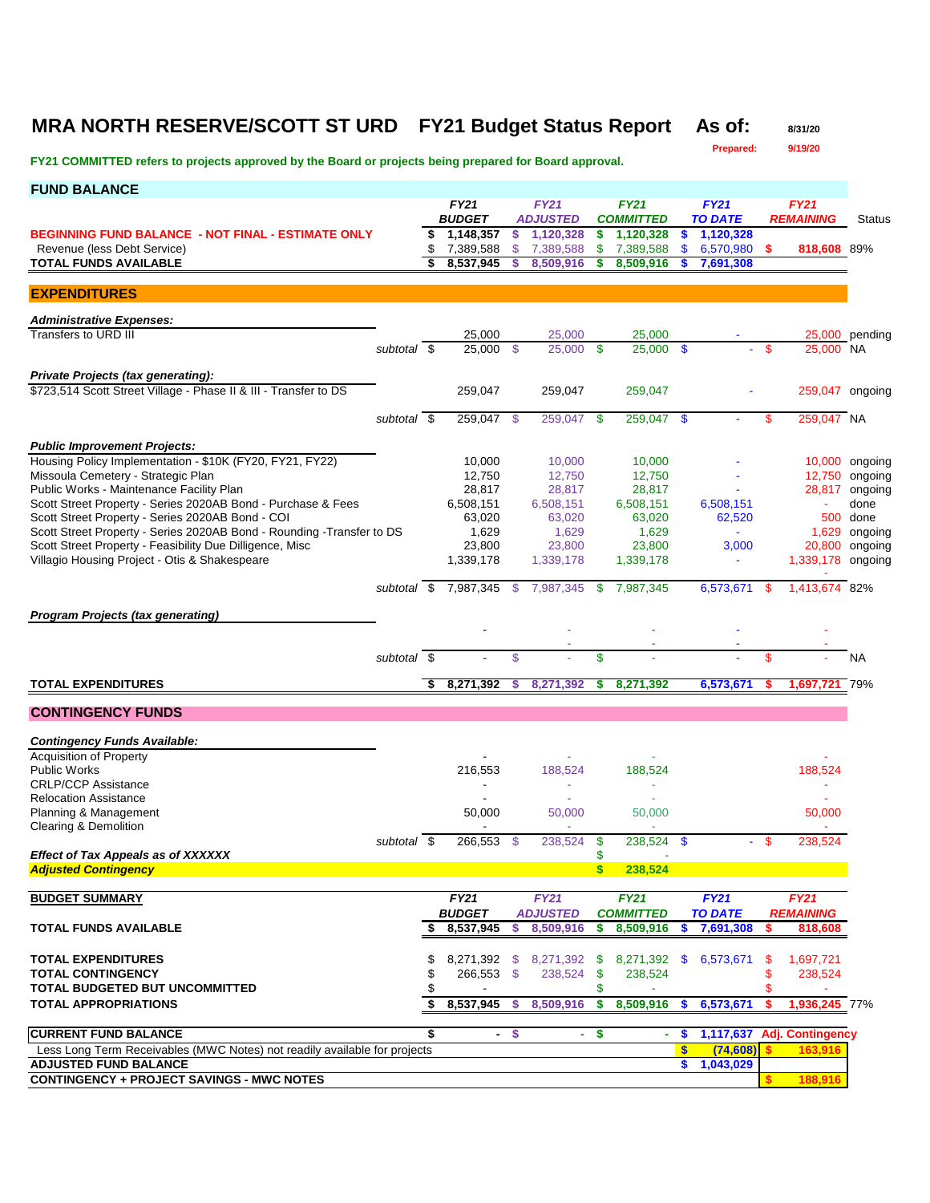# MRA NORTH RESERVE/SCOTT ST URD FY21 Budget Status Report As of: 8/31/20

Prepared: 9/19/20

**FY21 COMMITTED refers to projects approved by the Board or projects being prepared for Board approval.**

## FUND BALANCE

| | FY21 BUDGET | FY21 ADJUSTED | FY21 COMMITTED | FY21 TO DATE | FY21 REMAINING | Status |
|---|---|---|---|---|---|---|
| **BEGINNING FUND BALANCE - NOT FINAL - ESTIMATE ONLY** | $ 1,148,357 | $ 1,120,328 | $ 1,120,328 | $ 1,120,328 | | |
| Revenue (less Debt Service) | $ 7,389,588 | $ 7,389,588 | $ 7,389,588 | $ 6,570,980 | $ 818,608 | 89% |
| **TOTAL FUNDS AVAILABLE** | $ 8,537,945 | $ 8,509,916 | $ 8,509,916 | $ 7,691,308 | | |

## EXPENDITURES

| | FY21 BUDGET | FY21 ADJUSTED | FY21 COMMITTED | FY21 TO DATE | FY21 REMAINING | Status |
|---|---|---|---|---|---|---|
| ***Administrative Expenses:*** | | | | | | |
| Transfers to URD III | 25,000 | 25,000 | 25,000 | - | 25,000 | pending |
| *subtotal* | $ 25,000 | $ 25,000 | $ 25,000 | $ - | $ 25,000 | NA |
| ***Private Projects (tax generating):*** | | | | | | |
| $723,514 Scott Street Village - Phase II & III - Transfer to DS | 259,047 | 259,047 | 259,047 | - | 259,047 | ongoing |
| *subtotal* | $ 259,047 | $ 259,047 | $ 259,047 | $ - | $ 259,047 | NA |
| ***Public Improvement Projects:*** | | | | | | |
| Housing Policy Implementation - $10K (FY20, FY21, FY22) | 10,000 | 10,000 | 10,000 | - | 10,000 | ongoing |
| Missoula Cemetery - Strategic Plan | 12,750 | 12,750 | 12,750 | - | 12,750 | ongoing |
| Public Works - Maintenance Facility Plan | 28,817 | 28,817 | 28,817 | - | 28,817 | ongoing |
| Scott Street Property - Series 2020AB Bond - Purchase & Fees | 6,508,151 | 6,508,151 | 6,508,151 | 6,508,151 | - | done |
| Scott Street Property - Series 2020AB Bond - COI | 63,020 | 63,020 | 63,020 | 62,520 | 500 | done |
| Scott Street Property - Series 2020AB Bond - Rounding -Transfer to DS | 1,629 | 1,629 | 1,629 | - | 1,629 | ongoing |
| Scott Street Property - Feasibility Due Dilligence, Misc | 23,800 | 23,800 | 23,800 | 3,000 | 20,800 | ongoing |
| Villagio Housing Project - Otis & Shakespeare | 1,339,178 | 1,339,178 | 1,339,178 | - | 1,339,178 | ongoing |
| *subtotal* | $ 7,987,345 | $ 7,987,345 | $ 7,987,345 | 6,573,671 | $ 1,413,674 | 82% |
| ***Program Projects (tax generating)*** | | | | | | |
| | - | - | - | - | - | |
| | | - | - | - | - | |
| *subtotal* | $ - | $ - | $ - | - | $ - | NA |
| **TOTAL EXPENDITURES** | $ 8,271,392 | $ 8,271,392 | $ 8,271,392 | 6,573,671 | $ 1,697,721 | 79% |

## CONTINGENCY FUNDS

| | FY21 BUDGET | FY21 ADJUSTED | FY21 COMMITTED | FY21 TO DATE | FY21 REMAINING |
|---|---|---|---|---|---|
| ***Contingency Funds Available:*** | | | | | |
| Acquisition of Property | - | - | - | | - |
| Public Works | 216,553 | 188,524 | 188,524 | | 188,524 |
| CRLP/CCP Assistance | - | - | - | | - |
| Relocation Assistance | - | - | - | | - |
| Planning & Management | 50,000 | 50,000 | 50,000 | | 50,000 |
| Clearing & Demolition | - | - | - | | - |
| *subtotal* | $ 266,553 | $ 238,524 | $ 238,524 | $ - | $ 238,524 |
| ***Effect of Tax Appeals as of XXXXXX*** | | | $ - | | |
| ***Adjusted Contingency*** | | | $ 238,524 | | |

## BUDGET SUMMARY

| | FY21 BUDGET | FY21 ADJUSTED | FY21 COMMITTED | FY21 TO DATE | FY21 REMAINING | |
|---|---|---|---|---|---|---|
| **TOTAL FUNDS AVAILABLE** | $ 8,537,945 | $ 8,509,916 | $ 8,509,916 | $ 7,691,308 | $ 818,608 | |
| **TOTAL EXPENDITURES** | $ 8,271,392 | $ 8,271,392 | $ 8,271,392 | $ 6,573,671 | $ 1,697,721 | |
| **TOTAL CONTINGENCY** | $ 266,553 | $ 238,524 | $ 238,524 | | $ 238,524 | |
| **TOTAL BUDGETED BUT UNCOMMITTED** | $ - | | $ - | | $ - | |
| **TOTAL APPROPRIATIONS** | $ 8,537,945 | $ 8,509,916 | $ 8,509,916 | $ 6,573,671 | $ 1,936,245 | 77% |

| | | | | | |
|---|---|---|---|---|---|
| **CURRENT FUND BALANCE** | $ - | $ - | $ - | $ 1,117,637 | Adj. Contingency |
| Less Long Term Receivables (MWC Notes) not readily available for projects | | | | $ (74,608) | $ 163,916 |
| **ADJUSTED FUND BALANCE** | | | | $ 1,043,029 | |
| **CONTINGENCY + PROJECT SAVINGS - MWC NOTES** | | | | | $ 188,916 |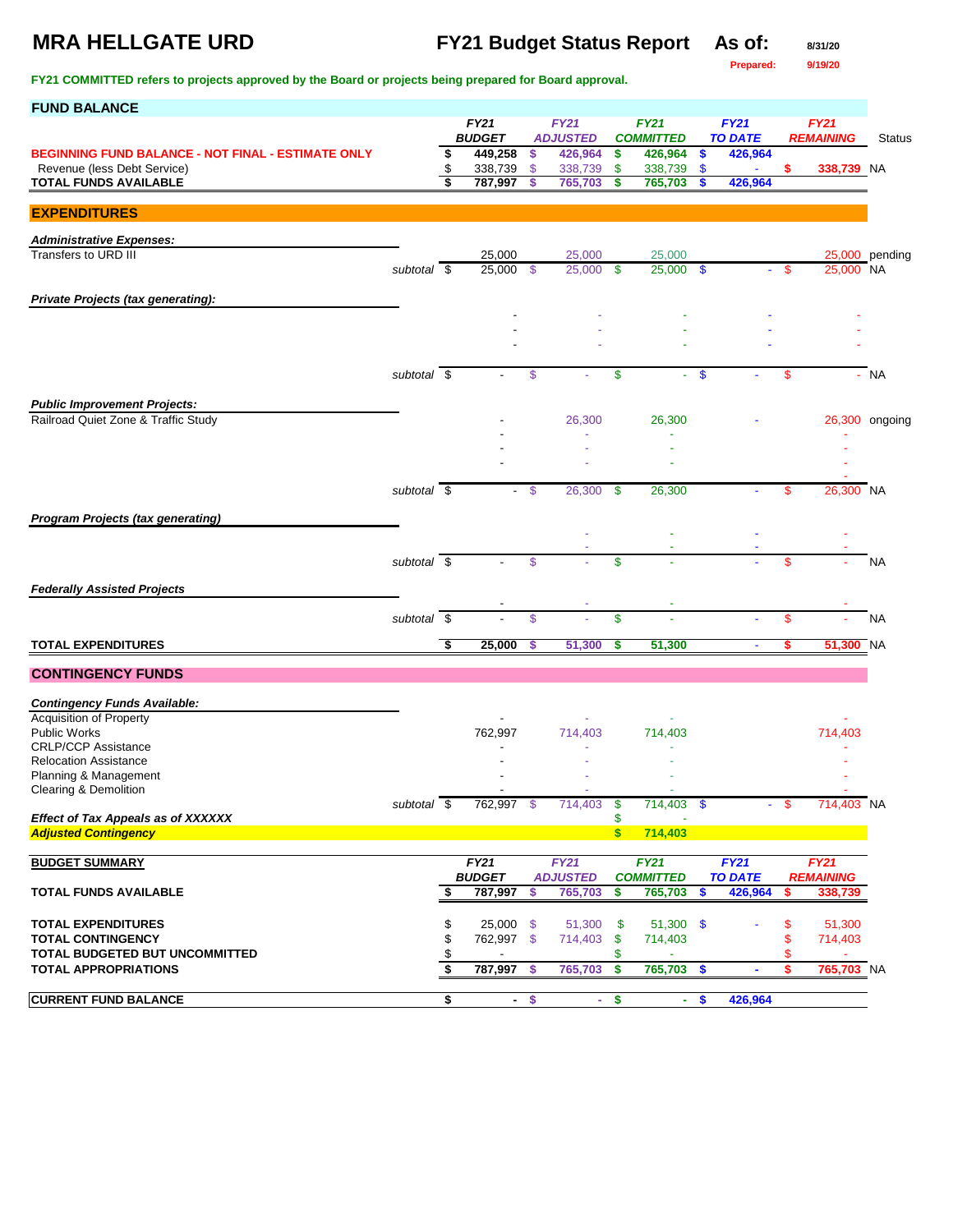# MRA HELLGATE URD

## FY21 Budget Status Report

**As of:** 8/31/20

**Prepared:** 9/19/20

**FY21 COMMITTED refers to projects approved by the Board or projects being prepared for Board approval.**

### FUND BALANCE

| | FY21 BUDGET | FY21 ADJUSTED | FY21 COMMITTED | FY21 TO DATE | FY21 REMAINING | Status |
|---|---|---|---|---|---|---|
| **BEGINNING FUND BALANCE - NOT FINAL - ESTIMATE ONLY** | $ 449,258 | $ 426,964 | $ 426,964 | $ 426,964 | | |
| Revenue (less Debt Service) | $ 338,739 | $ 338,739 | $ 338,739 | $ - | $ 338,739 | NA |
| **TOTAL FUNDS AVAILABLE** | $ 787,997 | $ 765,703 | $ 765,703 | $ 426,964 | | |

### EXPENDITURES

| | FY21 BUDGET | FY21 ADJUSTED | FY21 COMMITTED | FY21 TO DATE | FY21 REMAINING | Status |
|---|---|---|---|---|---|---|
| ***Administrative Expenses:*** | | | | | | |
| Transfers to URD III | 25,000 | 25,000 | 25,000 | | 25,000 | pending |
| *subtotal* | $ 25,000 | $ 25,000 | $ 25,000 | $ - | $ 25,000 | NA |
| ***Private Projects (tax generating):*** | | | | | | |
| | - | - | - | - | - | |
| | - | - | - | - | - | |
| | - | - | - | - | - | |
| *subtotal* | $ - | $ - | $ - | $ - | $ - | NA |
| ***Public Improvement Projects:*** | | | | | | |
| Railroad Quiet Zone & Traffic Study | - | 26,300 | 26,300 | - | 26,300 | ongoing |
| | - | - | - | | - | |
| | - | - | - | | - | |
| | - | - | - | | - | |
| *subtotal* | $ - | $ 26,300 | $ 26,300 | - | $ 26,300 | NA |
| ***Program Projects (tax generating)*** | | | | | | |
| | | - | - | - | - | |
| *subtotal* | $ - | $ - | $ - | - | $ - | NA |
| ***Federally Assisted Projects*** | | | | | | |
| | - | - | - | | - | |
| *subtotal* | $ - | $ - | $ - | - | $ - | NA |
| **TOTAL EXPENDITURES** | $ 25,000 | $ 51,300 | $ 51,300 | - | $ 51,300 | NA |

### CONTINGENCY FUNDS

| | FY21 BUDGET | FY21 ADJUSTED | FY21 COMMITTED | FY21 TO DATE | FY21 REMAINING | Status |
|---|---|---|---|---|---|---|
| ***Contingency Funds Available:*** | | | | | | |
| Acquisition of Property | - | - | - | | - | |
| Public Works | 762,997 | 714,403 | 714,403 | | 714,403 | |
| CRLP/CCP Assistance | - | - | - | | - | |
| Relocation Assistance | - | - | - | | - | |
| Planning & Management | - | - | - | | - | |
| Clearing & Demolition | - | - | - | | - | |
| *subtotal* | $ 762,997 | $ 714,403 | $ 714,403 | $ - | $ 714,403 | NA |
| ***Effect of Tax Appeals as of XXXXXX*** | | | $ - | | | |
| ***Adjusted Contingency*** | | | $ 714,403 | | | |

### BUDGET SUMMARY

| | FY21 BUDGET | FY21 ADJUSTED | FY21 COMMITTED | FY21 TO DATE | FY21 REMAINING | |
|---|---|---|---|---|---|---|
| **TOTAL FUNDS AVAILABLE** | $ 787,997 | $ 765,703 | $ 765,703 | $ 426,964 | $ 338,739 | |
| **TOTAL EXPENDITURES** | $ 25,000 | $ 51,300 | $ 51,300 | $ - | $ 51,300 | |
| **TOTAL CONTINGENCY** | $ 762,997 | $ 714,403 | $ 714,403 | | $ 714,403 | |
| **TOTAL BUDGETED BUT UNCOMMITTED** | $ - | | $ - | | $ - | |
| **TOTAL APPROPRIATIONS** | $ 787,997 | $ 765,703 | $ 765,703 | $ - | $ 765,703 | NA |
| **CURRENT FUND BALANCE** | $ - | $ - | $ - | $ 426,964 | | |